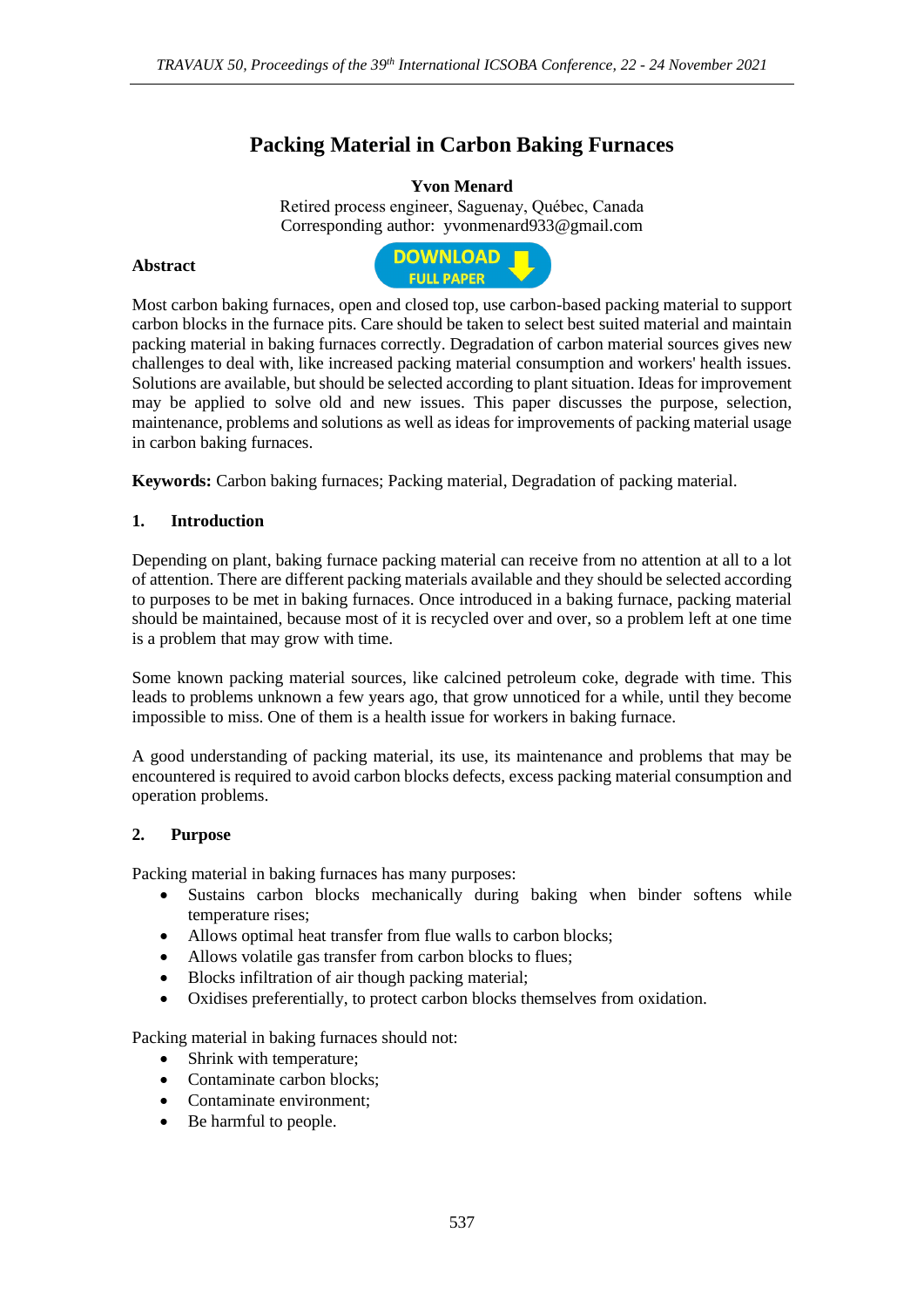# Packing Material in Carbon Baking Furnaces

**Yvon Menard**

Retired process engineer, Saguenay, Québec, Canada

Corresponding author: yvonmenard933@gmail.com

## Abstract

Most carbon baking furnaces, open and closed top, use carbon-based packing material to support carbon blocks in the furnace pits. Care should be taken to select best suited material and maintain packing material in baking furnaces correctly. Degradation of carbon material sources gives new challenges to deal with, like increased packing material consumption and workers' health issues. Solutions are available, but should be selected according to plant situation. Ideas for improvement may be applied to solve old and new issues. This paper discusses the purpose, selection, maintenance, problems and solutions as well as ideas for improvements of packing material usage in carbon baking furnaces.

**Keywords:** Carbon baking furnaces; Packing material, Degradation of packing material.

## 1. Introduction

Depending on plant, baking furnace packing material can receive from no attention at all to a lot of attention. There are different packing materials available and they should be selected according to purposes to be met in baking furnaces. Once introduced in a baking furnace, packing material should be maintained, because most of it is recycled over and over, so a problem left at one time is a problem that may grow with time.

Some known packing material sources, like calcined petroleum coke, degrade with time. This leads to problems unknown a few years ago, that grow unnoticed for a while, until they become impossible to miss. One of them is a health issue for workers in baking furnace.

A good understanding of packing material, its use, its maintenance and problems that may be encountered is required to avoid carbon blocks defects, excess packing material consumption and operation problems.

## 2. Purpose

Packing material in baking furnaces has many purposes:

- Sustains carbon blocks mechanically during baking when binder softens while temperature rises;
- Allows optimal heat transfer from flue walls to carbon blocks;
- Allows volatile gas transfer from carbon blocks to flues;
- Blocks infiltration of air though packing material;
- Oxidises preferentially, to protect carbon blocks themselves from oxidation.

Packing material in baking furnaces should not:

- Shrink with temperature;
- Contaminate carbon blocks;
- Contaminate environment;
- Be harmful to people.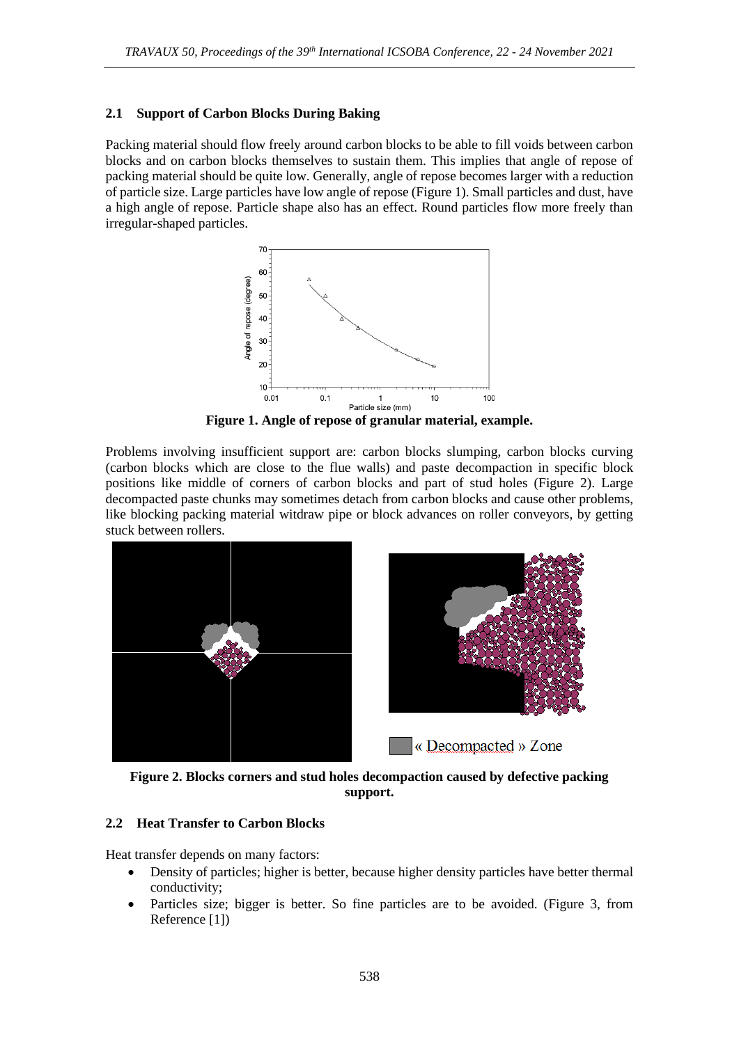### 2.1 Support of Carbon Blocks During Baking

Packing material should flow freely around carbon blocks to be able to fill voids between carbon blocks and on carbon blocks themselves to sustain them. This implies that angle of repose of packing material should be quite low. Generally, angle of repose becomes larger with a reduction of particle size. Large particles have low angle of repose (Figure 1). Small particles and dust, have a high angle of repose. Particle shape also has an effect. Round particles flow more freely than irregular-shaped particles.

**Figure 1. Angle of repose of granular material, example.**

Problems involving insufficient support are: carbon blocks slumping, carbon blocks curving (carbon blocks which are close to the flue walls) and paste decompaction in specific block positions like middle of corners of carbon blocks and part of stud holes (Figure 2). Large decompacted paste chunks may sometimes detach from carbon blocks and cause other problems, like blocking packing material witdraw pipe or block advances on roller conveyors, by getting stuck between rollers.

**Figure 2. Blocks corners and stud holes decompaction caused by defective packing support.**

### 2.2 Heat Transfer to Carbon Blocks

Heat transfer depends on many factors:

- Density of particles; higher is better, because higher density particles have better thermal conductivity;
- Particles size; bigger is better. So fine particles are to be avoided. (Figure 3, from Reference [1])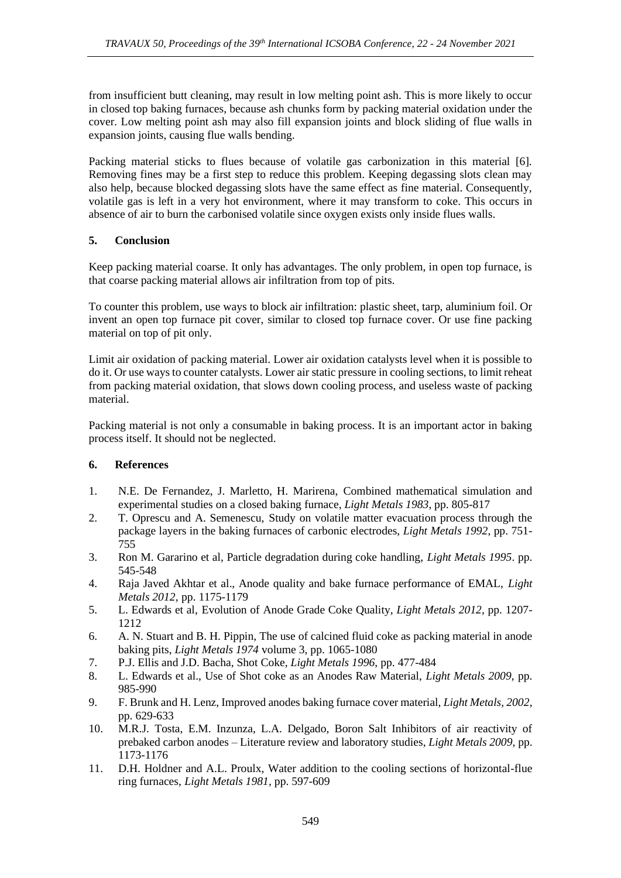from insufficient butt cleaning, may result in low melting point ash. This is more likely to occur in closed top baking furnaces, because ash chunks form by packing material oxidation under the cover. Low melting point ash may also fill expansion joints and block sliding of flue walls in expansion joints, causing flue walls bending.

Packing material sticks to flues because of volatile gas carbonization in this material [6]. Removing fines may be a first step to reduce this problem. Keeping degassing slots clean may also help, because blocked degassing slots have the same effect as fine material. Consequently, volatile gas is left in a very hot environment, where it may transform to coke. This occurs in absence of air to burn the carbonised volatile since oxygen exists only inside flues walls.

## 5. Conclusion

Keep packing material coarse. It only has advantages. The only problem, in open top furnace, is that coarse packing material allows air infiltration from top of pits.

To counter this problem, use ways to block air infiltration: plastic sheet, tarp, aluminium foil. Or invent an open top furnace pit cover, similar to closed top furnace cover. Or use fine packing material on top of pit only.

Limit air oxidation of packing material. Lower air oxidation catalysts level when it is possible to do it. Or use ways to counter catalysts. Lower air static pressure in cooling sections, to limit reheat from packing material oxidation, that slows down cooling process, and useless waste of packing material.

Packing material is not only a consumable in baking process. It is an important actor in baking process itself. It should not be neglected.

## 6. References

1. N.E. De Fernandez, J. Marletto, H. Marirena, Combined mathematical simulation and experimental studies on a closed baking furnace, *Light Metals 1983*, pp. 805-817
2. T. Oprescu and A. Semenescu, Study on volatile matter evacuation process through the package layers in the baking furnaces of carbonic electrodes, *Light Metals 1992*, pp. 751-755
3. Ron M. Gararino et al, Particle degradation during coke handling, *Light Metals 1995*. pp. 545-548
4. Raja Javed Akhtar et al., Anode quality and bake furnace performance of EMAL, *Light Metals 2012*, pp. 1175-1179
5. L. Edwards et al, Evolution of Anode Grade Coke Quality, *Light Metals 2012*, pp. 1207-1212
6. A. N. Stuart and B. H. Pippin, The use of calcined fluid coke as packing material in anode baking pits, *Light Metals 1974* volume 3, pp. 1065-1080
7. P.J. Ellis and J.D. Bacha, Shot Coke, *Light Metals 1996*, pp. 477-484
8. L. Edwards et al., Use of Shot coke as an Anodes Raw Material, *Light Metals 2009*, pp. 985-990
9. F. Brunk and H. Lenz, Improved anodes baking furnace cover material, *Light Metals, 2002*, pp. 629-633
10. M.R.J. Tosta, E.M. Inzunza, L.A. Delgado, Boron Salt Inhibitors of air reactivity of prebaked carbon anodes – Literature review and laboratory studies, *Light Metals 2009*, pp. 1173-1176
11. D.H. Holdner and A.L. Proulx, Water addition to the cooling sections of horizontal-flue ring furnaces, *Light Metals 1981*, pp. 597-609